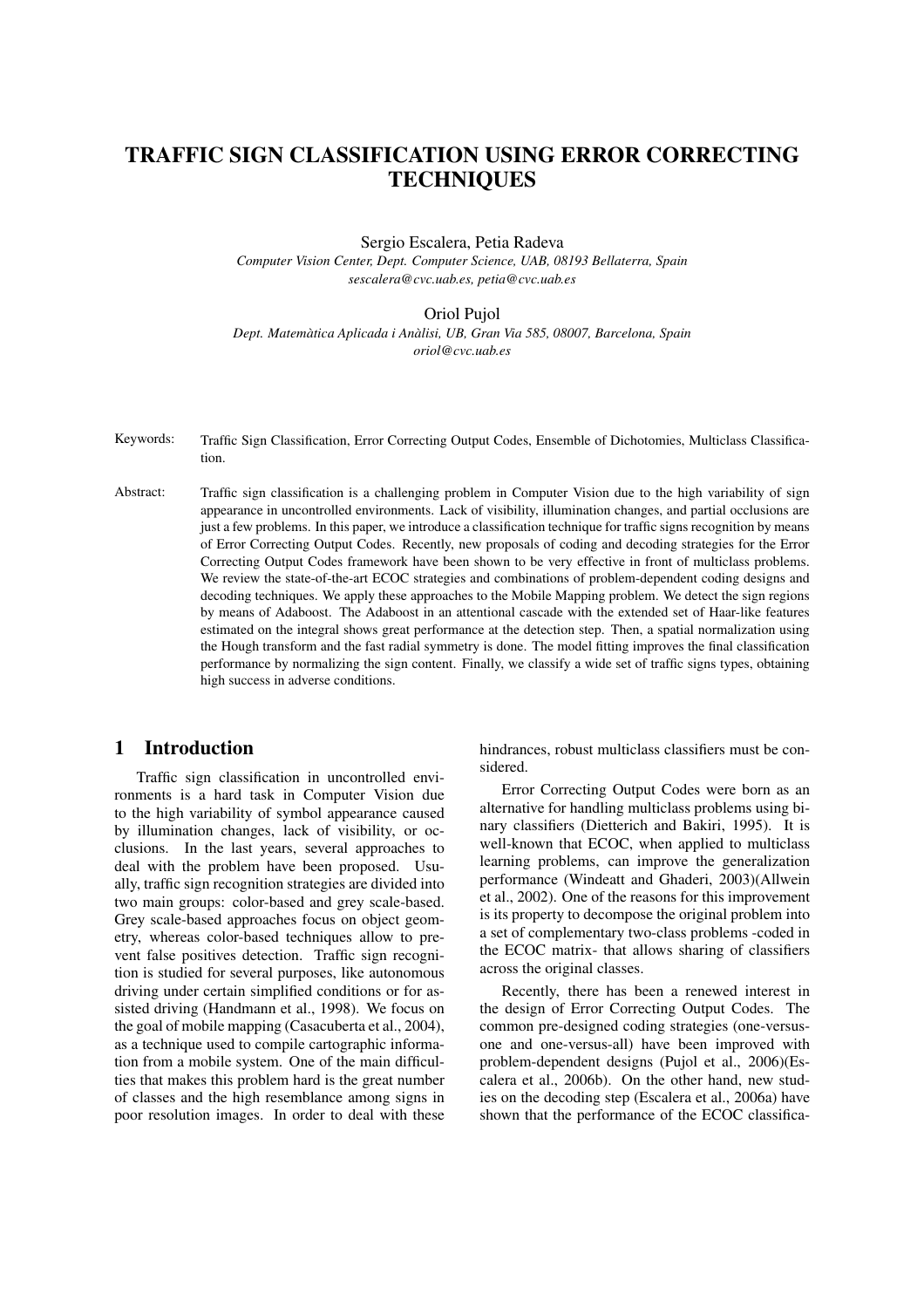# TRAFFIC SIGN CLASSIFICATION USING ERROR CORRECTING TECHNIQUES

Sergio Escalera, Petia Radeva
*Computer Vision Center, Dept. Computer Science, UAB, 08193 Bellaterra, Spain*
*sescalera@cvc.uab.es, petia@cvc.uab.es*

Oriol Pujol
*Dept. Matemàtica Aplicada i Anàlisi, UB, Gran Via 585, 08007, Barcelona, Spain*
*oriol@cvc.uab.es*

Keywords: Traffic Sign Classification, Error Correcting Output Codes, Ensemble of Dichotomies, Multiclass Classification.

Abstract: Traffic sign classification is a challenging problem in Computer Vision due to the high variability of sign appearance in uncontrolled environments. Lack of visibility, illumination changes, and partial occlusions are just a few problems. In this paper, we introduce a classification technique for traffic signs recognition by means of Error Correcting Output Codes. Recently, new proposals of coding and decoding strategies for the Error Correcting Output Codes framework have been shown to be very effective in front of multiclass problems. We review the state-of-the-art ECOC strategies and combinations of problem-dependent coding designs and decoding techniques. We apply these approaches to the Mobile Mapping problem. We detect the sign regions by means of Adaboost. The Adaboost in an attentional cascade with the extended set of Haar-like features estimated on the integral shows great performance at the detection step. Then, a spatial normalization using the Hough transform and the fast radial symmetry is done. The model fitting improves the final classification performance by normalizing the sign content. Finally, we classify a wide set of traffic signs types, obtaining high success in adverse conditions.

## 1 Introduction

Traffic sign classification in uncontrolled environments is a hard task in Computer Vision due to the high variability of symbol appearance caused by illumination changes, lack of visibility, or occlusions. In the last years, several approaches to deal with the problem have been proposed. Usually, traffic sign recognition strategies are divided into two main groups: color-based and grey scale-based. Grey scale-based approaches focus on object geometry, whereas color-based techniques allow to prevent false positives detection. Traffic sign recognition is studied for several purposes, like autonomous driving under certain simplified conditions or for assisted driving (Handmann et al., 1998). We focus on the goal of mobile mapping (Casacuberta et al., 2004), as a technique used to compile cartographic information from a mobile system. One of the main difficulties that makes this problem hard is the great number of classes and the high resemblance among signs in poor resolution images. In order to deal with these hindrances, robust multiclass classifiers must be considered.

Error Correcting Output Codes were born as an alternative for handling multiclass problems using binary classifiers (Dietterich and Bakiri, 1995). It is well-known that ECOC, when applied to multiclass learning problems, can improve the generalization performance (Windeatt and Ghaderi, 2003)(Allwein et al., 2002). One of the reasons for this improvement is its property to decompose the original problem into a set of complementary two-class problems -coded in the ECOC matrix- that allows sharing of classifiers across the original classes.

Recently, there has been a renewed interest in the design of Error Correcting Output Codes. The common pre-designed coding strategies (one-versus-one and one-versus-all) have been improved with problem-dependent designs (Pujol et al., 2006)(Escalera et al., 2006b). On the other hand, new studies on the decoding step (Escalera et al., 2006a) have shown that the performance of the ECOC classifica-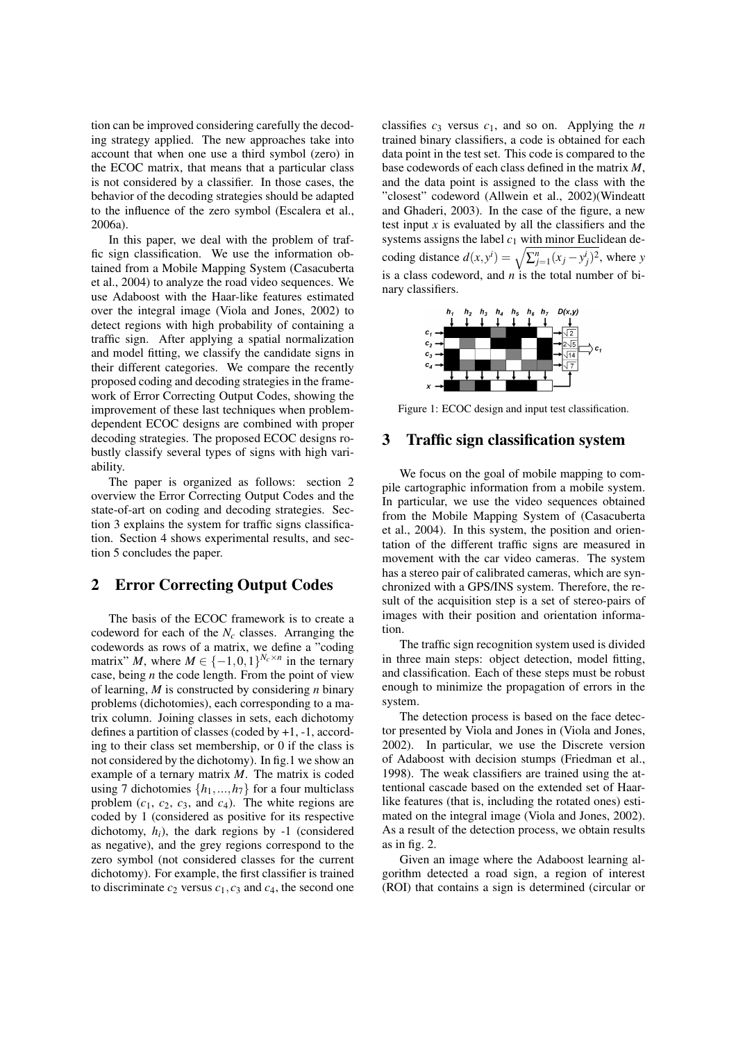tion can be improved considering carefully the decoding strategy applied. The new approaches take into account that when one use a third symbol (zero) in the ECOC matrix, that means that a particular class is not considered by a classifier. In those cases, the behavior of the decoding strategies should be adapted to the influence of the zero symbol (Escalera et al., 2006a).

In this paper, we deal with the problem of traffic sign classification. We use the information obtained from a Mobile Mapping System (Casacuberta et al., 2004) to analyze the road video sequences. We use Adaboost with the Haar-like features estimated over the integral image (Viola and Jones, 2002) to detect regions with high probability of containing a traffic sign. After applying a spatial normalization and model fitting, we classify the candidate signs in their different categories. We compare the recently proposed coding and decoding strategies in the framework of Error Correcting Output Codes, showing the improvement of these last techniques when problem-dependent ECOC designs are combined with proper decoding strategies. The proposed ECOC designs robustly classify several types of signs with high variability.

The paper is organized as follows: section 2 overview the Error Correcting Output Codes and the state-of-art on coding and decoding strategies. Section 3 explains the system for traffic signs classification. Section 4 shows experimental results, and section 5 concludes the paper.

## 2 Error Correcting Output Codes

The basis of the ECOC framework is to create a codeword for each of the $N_c$ classes. Arranging the codewords as rows of a matrix, we define a "coding matrix" $M$, where $M \in \{-1,0,1\}^{N_c \times n}$ in the ternary case, being $n$ the code length. From the point of view of learning, $M$ is constructed by considering $n$ binary problems (dichotomies), each corresponding to a matrix column. Joining classes in sets, each dichotomy defines a partition of classes (coded by +1, -1, according to their class set membership, or 0 if the class is not considered by the dichotomy). In fig.1 we show an example of a ternary matrix $M$. The matrix is coded using 7 dichotomies $\{h_1, ..., h_7\}$ for a four multiclass problem ($c_1$, $c_2$, $c_3$, and $c_4$). The white regions are coded by 1 (considered as positive for its respective dichotomy, $h_i$), the dark regions by -1 (considered as negative), and the grey regions correspond to the zero symbol (not considered classes for the current dichotomy). For example, the first classifier is trained to discriminate $c_2$ versus $c_1, c_3$ and $c_4$, the second one classifies $c_3$ versus $c_1$, and so on. Applying the $n$ trained binary classifiers, a code is obtained for each data point in the test set. This code is compared to the base codewords of each class defined in the matrix $M$, and the data point is assigned to the class with the "closest" codeword (Allwein et al., 2002)(Windeatt and Ghaderi, 2003). In the case of the figure, a new test input $x$ is evaluated by all the classifiers and the systems assigns the label $c_1$ with minor Euclidean decoding distance $d(x, y^i) = \sqrt{\sum_{j=1}^{n}(x_j - y_j^i)^2}$, where $y$ is a class codeword, and $n$ is the total number of binary classifiers.

Figure 1: ECOC design and input test classification.

## 3 Traffic sign classification system

We focus on the goal of mobile mapping to compile cartographic information from a mobile system. In particular, we use the video sequences obtained from the Mobile Mapping System of (Casacuberta et al., 2004). In this system, the position and orientation of the different traffic signs are measured in movement with the car video cameras. The system has a stereo pair of calibrated cameras, which are synchronized with a GPS/INS system. Therefore, the result of the acquisition step is a set of stereo-pairs of images with their position and orientation information.

The traffic sign recognition system used is divided in three main steps: object detection, model fitting, and classification. Each of these steps must be robust enough to minimize the propagation of errors in the system.

The detection process is based on the face detector presented by Viola and Jones in (Viola and Jones, 2002). In particular, we use the Discrete version of Adaboost with decision stumps (Friedman et al., 1998). The weak classifiers are trained using the attentional cascade based on the extended set of Haar-like features (that is, including the rotated ones) estimated on the integral image (Viola and Jones, 2002). As a result of the detection process, we obtain results as in fig. 2.

Given an image where the Adaboost learning algorithm detected a road sign, a region of interest (ROI) that contains a sign is determined (circular or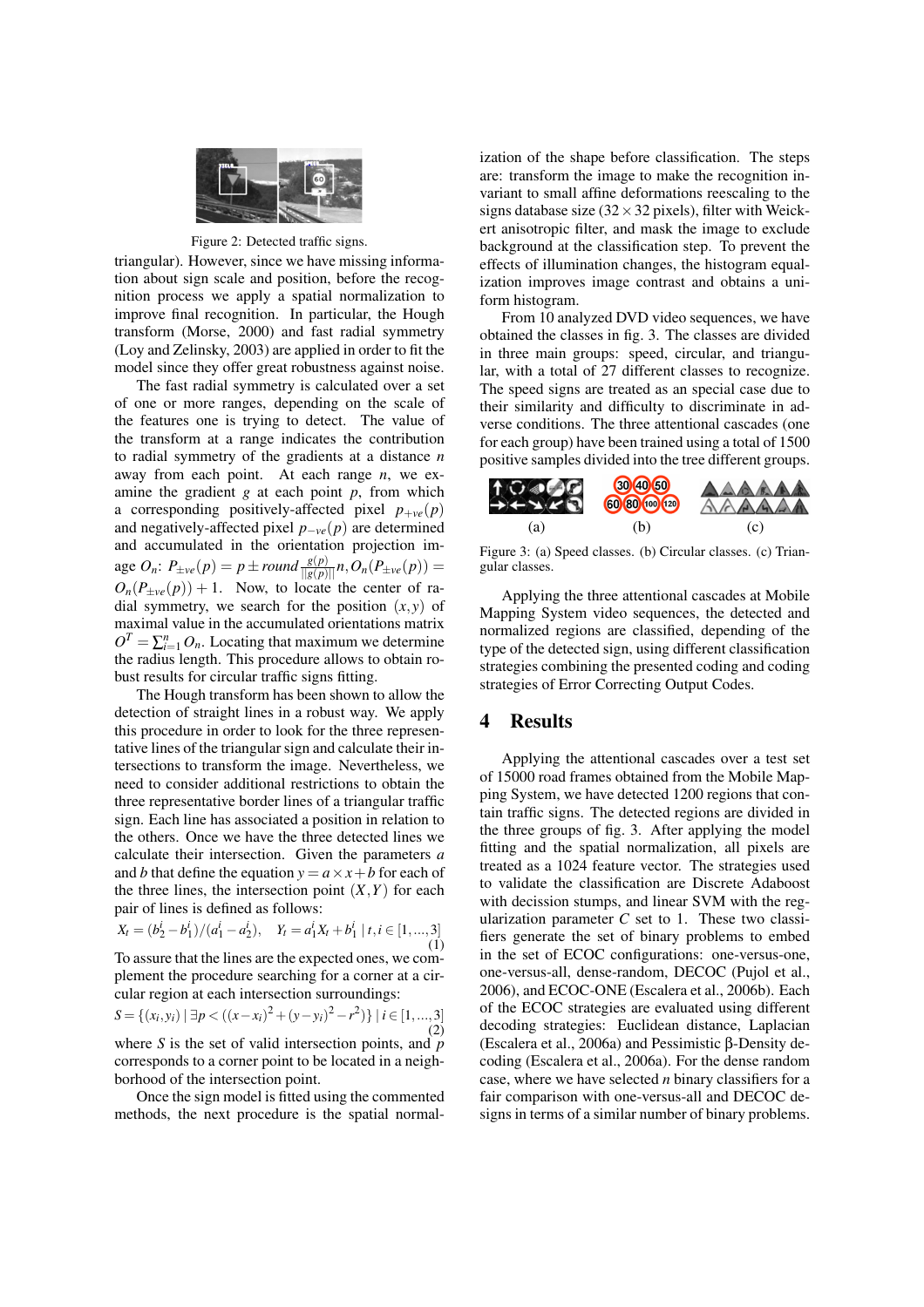Figure 2: Detected traffic signs.

triangular). However, since we have missing information about sign scale and position, before the recognition process we apply a spatial normalization to improve final recognition. In particular, the Hough transform (Morse, 2000) and fast radial symmetry (Loy and Zelinsky, 2003) are applied in order to fit the model since they offer great robustness against noise.

The fast radial symmetry is calculated over a set of one or more ranges, depending on the scale of the features one is trying to detect. The value of the transform at a range indicates the contribution to radial symmetry of the gradients at a distance $n$ away from each point. At each range $n$, we examine the gradient $g$ at each point $p$, from which a corresponding positively-affected pixel $p_{+ve}(p)$ and negatively-affected pixel $p_{-ve}(p)$ are determined and accumulated in the orientation projection image $O_n$: $P_{\pm ve}(p) = p \pm round\frac{g(p)}{||g(p)||}n, O_n(P_{\pm ve}(p)) = O_n(P_{\pm ve}(p)) + 1$. Now, to locate the center of radial symmetry, we search for the position $(x, y)$ of maximal value in the accumulated orientations matrix $O^T = \sum_{i=1}^{n} O_n$. Locating that maximum we determine the radius length. This procedure allows to obtain robust results for circular traffic signs fitting.

The Hough transform has been shown to allow the detection of straight lines in a robust way. We apply this procedure in order to look for the three representative lines of the triangular sign and calculate their intersections to transform the image. Nevertheless, we need to consider additional restrictions to obtain the three representative border lines of a triangular traffic sign. Each line has associated a position in relation to the others. Once we have the three detected lines we calculate their intersection. Given the parameters $a$ and $b$ that define the equation $y = a \times x + b$ for each of the three lines, the intersection point $(X, Y)$ for each pair of lines is defined as follows:

$$X_t = (b_2^i - b_1^i)/(a_1^i - a_2^i), \quad Y_t = a_1^i X_t + b_1^i \mid t, i \in [1, ..., 3] \tag{1}$$

To assure that the lines are the expected ones, we complement the procedure searching for a corner at a circular region at each intersection surroundings:

$$S = \{(x_i, y_i) \mid \exists p < ((x - x_i)^2 + (y - y_i)^2 - r^2)\} \mid i \in [1, ..., 3] \tag{2}$$

where $S$ is the set of valid intersection points, and $p$ corresponds to a corner point to be located in a neighborhood of the intersection point.

Once the sign model is fitted using the commented methods, the next procedure is the spatial normalization of the shape before classification. The steps are: transform the image to make the recognition invariant to small affine deformations reescaling to the signs database size ($32 \times 32$ pixels), filter with Weickert anisotropic filter, and mask the image to exclude background at the classification step. To prevent the effects of illumination changes, the histogram equalization improves image contrast and obtains a uniform histogram.

From 10 analyzed DVD video sequences, we have obtained the classes in fig. 3. The classes are divided in three main groups: speed, circular, and triangular, with a total of 27 different classes to recognize. The speed signs are treated as an special case due to their similarity and difficulty to discriminate in adverse conditions. The three attentional cascades (one for each group) have been trained using a total of 1500 positive samples divided into the tree different groups.

(a) (b) (c)

Figure 3: (a) Speed classes. (b) Circular classes. (c) Triangular classes.

Applying the three attentional cascades at Mobile Mapping System video sequences, the detected and normalized regions are classified, depending of the type of the detected sign, using different classification strategies combining the presented coding and coding strategies of Error Correcting Output Codes.

## 4 Results

Applying the attentional cascades over a test set of 15000 road frames obtained from the Mobile Mapping System, we have detected 1200 regions that contain traffic signs. The detected regions are divided in the three groups of fig. 3. After applying the model fitting and the spatial normalization, all pixels are treated as a 1024 feature vector. The strategies used to validate the classification are Discrete Adaboost with decission stumps, and linear SVM with the regularization parameter $C$ set to 1. These two classifiers generate the set of binary problems to embed in the set of ECOC configurations: one-versus-one, one-versus-all, dense-random, DECOC (Pujol et al., 2006), and ECOC-ONE (Escalera et al., 2006b). Each of the ECOC strategies are evaluated using different decoding strategies: Euclidean distance, Laplacian (Escalera et al., 2006a) and Pessimistic β-Density decoding (Escalera et al., 2006a). For the dense random case, where we have selected $n$ binary classifiers for a fair comparison with one-versus-all and DECOC designs in terms of a similar number of binary problems.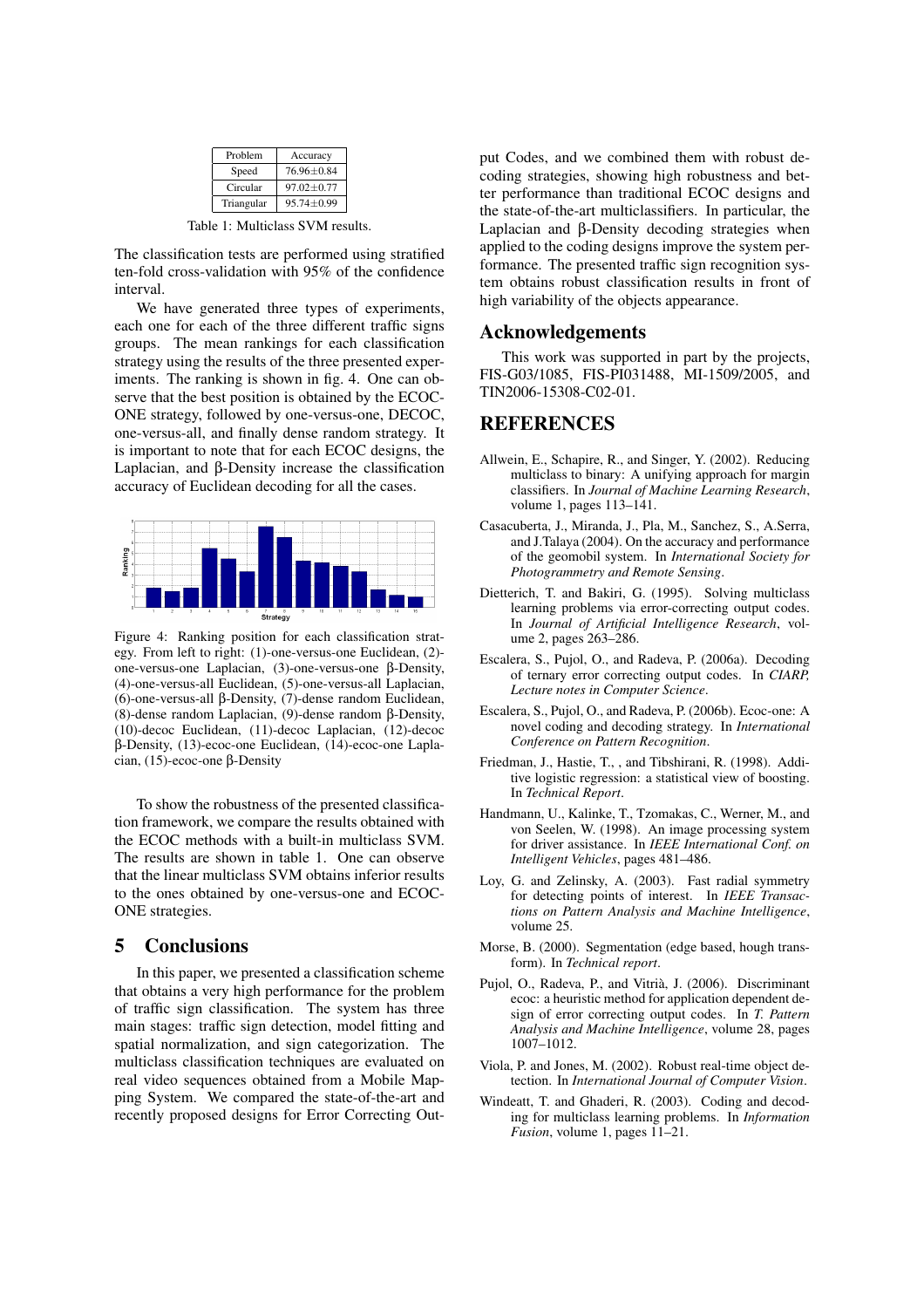| Problem | Accuracy |
|---|---|
| Speed | 76.96±0.84 |
| Circular | 97.02±0.77 |
| Triangular | 95.74±0.99 |

Table 1: Multiclass SVM results.

The classification tests are performed using stratified ten-fold cross-validation with 95% of the confidence interval.

We have generated three types of experiments, each one for each of the three different traffic signs groups. The mean rankings for each classification strategy using the results of the three presented experiments. The ranking is shown in fig. 4. One can observe that the best position is obtained by the ECOC-ONE strategy, followed by one-versus-one, DECOC, one-versus-all, and finally dense random strategy. It is important to note that for each ECOC designs, the Laplacian, and β-Density increase the classification accuracy of Euclidean decoding for all the cases.

Ranking

Strategy

Figure 4: Ranking position for each classification strategy. From left to right: (1)-one-versus-one Euclidean, (2)-one-versus-one Laplacian, (3)-one-versus-one β-Density, (4)-one-versus-all Euclidean, (5)-one-versus-all Laplacian, (6)-one-versus-all β-Density, (7)-dense random Euclidean, (8)-dense random Laplacian, (9)-dense random β-Density, (10)-decoc Euclidean, (11)-decoc Laplacian, (12)-decoc β-Density, (13)-ecoc-one Euclidean, (14)-ecoc-one Laplacian, (15)-ecoc-one β-Density

To show the robustness of the presented classification framework, we compare the results obtained with the ECOC methods with a built-in multiclass SVM. The results are shown in table 1. One can observe that the linear multiclass SVM obtains inferior results to the ones obtained by one-versus-one and ECOC-ONE strategies.

## 5 Conclusions

In this paper, we presented a classification scheme that obtains a very high performance for the problem of traffic sign classification. The system has three main stages: traffic sign detection, model fitting and spatial normalization, and sign categorization. The multiclass classification techniques are evaluated on real video sequences obtained from a Mobile Mapping System. We compared the state-of-the-art and recently proposed designs for Error Correcting Output Codes, and we combined them with robust decoding strategies, showing high robustness and better performance than traditional ECOC designs and the state-of-the-art multiclassifiers. In particular, the Laplacian and β-Density decoding strategies when applied to the coding designs improve the system performance. The presented traffic sign recognition system obtains robust classification results in front of high variability of the objects appearance.

## Acknowledgements

This work was supported in part by the projects, FIS-G03/1085, FIS-PI031488, MI-1509/2005, and TIN2006-15308-C02-01.

## REFERENCES

Allwein, E., Schapire, R., and Singer, Y. (2002). Reducing multiclass to binary: A unifying approach for margin classifiers. In *Journal of Machine Learning Research*, volume 1, pages 113–141.

Casacuberta, J., Miranda, J., Pla, M., Sanchez, S., A.Serra, and J.Talaya (2004). On the accuracy and performance of the geomobil system. In *International Society for Photogrammetry and Remote Sensing*.

Dietterich, T. and Bakiri, G. (1995). Solving multiclass learning problems via error-correcting output codes. In *Journal of Artificial Intelligence Research*, volume 2, pages 263–286.

Escalera, S., Pujol, O., and Radeva, P. (2006a). Decoding of ternary error correcting output codes. In *CIARP, Lecture notes in Computer Science*.

Escalera, S., Pujol, O., and Radeva, P. (2006b). Ecoc-one: A novel coding and decoding strategy. In *International Conference on Pattern Recognition*.

Friedman, J., Hastie, T., , and Tibshirani, R. (1998). Additive logistic regression: a statistical view of boosting. In *Technical Report*.

Handmann, U., Kalinke, T., Tzomakas, C., Werner, M., and von Seelen, W. (1998). An image processing system for driver assistance. In *IEEE International Conf. on Intelligent Vehicles*, pages 481–486.

Loy, G. and Zelinsky, A. (2003). Fast radial symmetry for detecting points of interest. In *IEEE Transactions on Pattern Analysis and Machine Intelligence*, volume 25.

Morse, B. (2000). Segmentation (edge based, hough transform). In *Technical report*.

Pujol, O., Radeva, P., and Vitrià, J. (2006). Discriminant ecoc: a heuristic method for application dependent design of error correcting output codes. In *T. Pattern Analysis and Machine Intelligence*, volume 28, pages 1007–1012.

Viola, P. and Jones, M. (2002). Robust real-time object detection. In *International Journal of Computer Vision*.

Windeatt, T. and Ghaderi, R. (2003). Coding and decoding for multiclass learning problems. In *Information Fusion*, volume 1, pages 11–21.